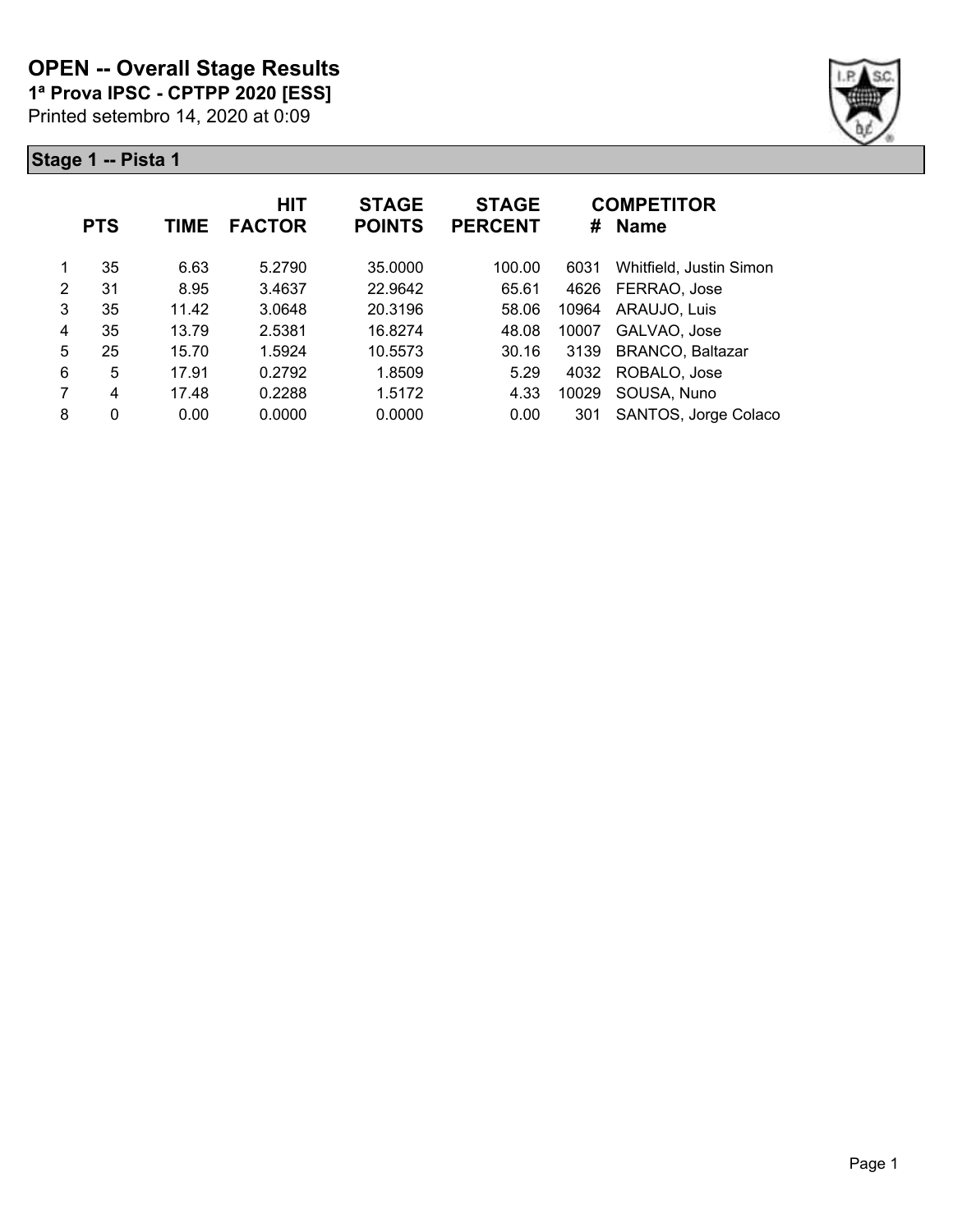# OPEN -- Overall Stage Results

**1ª Prova IPSC - CPTPP 2020 [ESS]**

Printed setembro 14, 2020 at 0:09

## Stage 1 -- Pista 1

| | PTS | TIME | HIT FACTOR | STAGE POINTS | STAGE PERCENT | # | COMPETITOR Name |
|---|---|---|---|---|---|---|---|
| 1 | 35 | 6.63 | 5.2790 | 35.0000 | 100.00 | 6031 | Whitfield, Justin Simon |
| 2 | 31 | 8.95 | 3.4637 | 22.9642 | 65.61 | 4626 | FERRAO, Jose |
| 3 | 35 | 11.42 | 3.0648 | 20.3196 | 58.06 | 10964 | ARAUJO, Luis |
| 4 | 35 | 13.79 | 2.5381 | 16.8274 | 48.08 | 10007 | GALVAO, Jose |
| 5 | 25 | 15.70 | 1.5924 | 10.5573 | 30.16 | 3139 | BRANCO, Baltazar |
| 6 | 5 | 17.91 | 0.2792 | 1.8509 | 5.29 | 4032 | ROBALO, Jose |
| 7 | 4 | 17.48 | 0.2288 | 1.5172 | 4.33 | 10029 | SOUSA, Nuno |
| 8 | 0 | 0.00 | 0.0000 | 0.0000 | 0.00 | 301 | SANTOS, Jorge Colaco |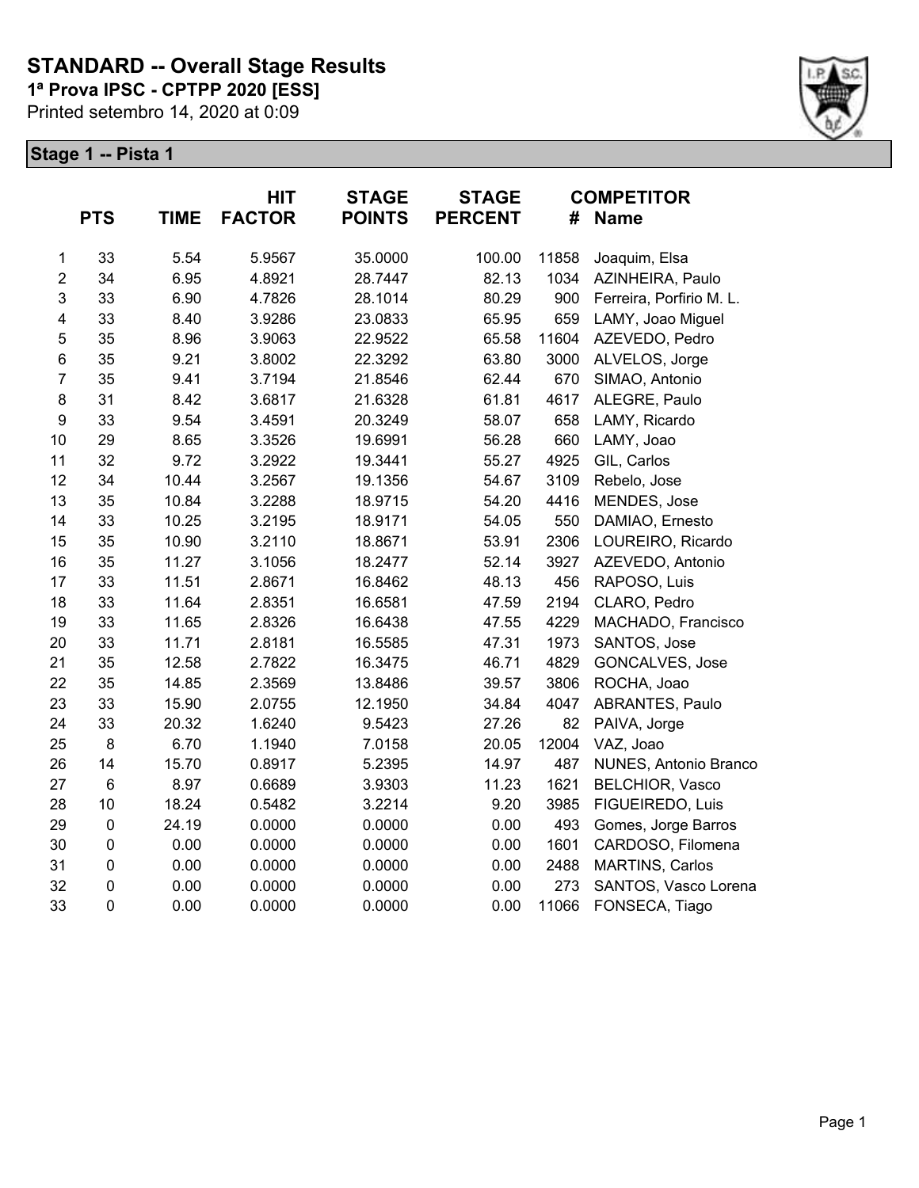# STANDARD -- Overall Stage Results

**1ª Prova IPSC - CPTPP 2020 [ESS]**

Printed setembro 14, 2020 at 0:09

## Stage 1 -- Pista 1

| | PTS | TIME | HIT FACTOR | STAGE POINTS | STAGE PERCENT | COMPETITOR # | Name |
|---|---|---|---|---|---|---|---|
| 1 | 33 | 5.54 | 5.9567 | 35.0000 | 100.00 | 11858 | Joaquim, Elsa |
| 2 | 34 | 6.95 | 4.8921 | 28.7447 | 82.13 | 1034 | AZINHEIRA, Paulo |
| 3 | 33 | 6.90 | 4.7826 | 28.1014 | 80.29 | 900 | Ferreira, Porfirio M. L. |
| 4 | 33 | 8.40 | 3.9286 | 23.0833 | 65.95 | 659 | LAMY, Joao Miguel |
| 5 | 35 | 8.96 | 3.9063 | 22.9522 | 65.58 | 11604 | AZEVEDO, Pedro |
| 6 | 35 | 9.21 | 3.8002 | 22.3292 | 63.80 | 3000 | ALVELOS, Jorge |
| 7 | 35 | 9.41 | 3.7194 | 21.8546 | 62.44 | 670 | SIMAO, Antonio |
| 8 | 31 | 8.42 | 3.6817 | 21.6328 | 61.81 | 4617 | ALEGRE, Paulo |
| 9 | 33 | 9.54 | 3.4591 | 20.3249 | 58.07 | 658 | LAMY, Ricardo |
| 10 | 29 | 8.65 | 3.3526 | 19.6991 | 56.28 | 660 | LAMY, Joao |
| 11 | 32 | 9.72 | 3.2922 | 19.3441 | 55.27 | 4925 | GIL, Carlos |
| 12 | 34 | 10.44 | 3.2567 | 19.1356 | 54.67 | 3109 | Rebelo, Jose |
| 13 | 35 | 10.84 | 3.2288 | 18.9715 | 54.20 | 4416 | MENDES, Jose |
| 14 | 33 | 10.25 | 3.2195 | 18.9171 | 54.05 | 550 | DAMIAO, Ernesto |
| 15 | 35 | 10.90 | 3.2110 | 18.8671 | 53.91 | 2306 | LOUREIRO, Ricardo |
| 16 | 35 | 11.27 | 3.1056 | 18.2477 | 52.14 | 3927 | AZEVEDO, Antonio |
| 17 | 33 | 11.51 | 2.8671 | 16.8462 | 48.13 | 456 | RAPOSO, Luis |
| 18 | 33 | 11.64 | 2.8351 | 16.6581 | 47.59 | 2194 | CLARO, Pedro |
| 19 | 33 | 11.65 | 2.8326 | 16.6438 | 47.55 | 4229 | MACHADO, Francisco |
| 20 | 33 | 11.71 | 2.8181 | 16.5585 | 47.31 | 1973 | SANTOS, Jose |
| 21 | 35 | 12.58 | 2.7822 | 16.3475 | 46.71 | 4829 | GONCALVES, Jose |
| 22 | 35 | 14.85 | 2.3569 | 13.8486 | 39.57 | 3806 | ROCHA, Joao |
| 23 | 33 | 15.90 | 2.0755 | 12.1950 | 34.84 | 4047 | ABRANTES, Paulo |
| 24 | 33 | 20.32 | 1.6240 | 9.5423 | 27.26 | 82 | PAIVA, Jorge |
| 25 | 8 | 6.70 | 1.1940 | 7.0158 | 20.05 | 12004 | VAZ, Joao |
| 26 | 14 | 15.70 | 0.8917 | 5.2395 | 14.97 | 487 | NUNES, Antonio Branco |
| 27 | 6 | 8.97 | 0.6689 | 3.9303 | 11.23 | 1621 | BELCHIOR, Vasco |
| 28 | 10 | 18.24 | 0.5482 | 3.2214 | 9.20 | 3985 | FIGUEIREDO, Luis |
| 29 | 0 | 24.19 | 0.0000 | 0.0000 | 0.00 | 493 | Gomes, Jorge Barros |
| 30 | 0 | 0.00 | 0.0000 | 0.0000 | 0.00 | 1601 | CARDOSO, Filomena |
| 31 | 0 | 0.00 | 0.0000 | 0.0000 | 0.00 | 2488 | MARTINS, Carlos |
| 32 | 0 | 0.00 | 0.0000 | 0.0000 | 0.00 | 273 | SANTOS, Vasco Lorena |
| 33 | 0 | 0.00 | 0.0000 | 0.0000 | 0.00 | 11066 | FONSECA, Tiago |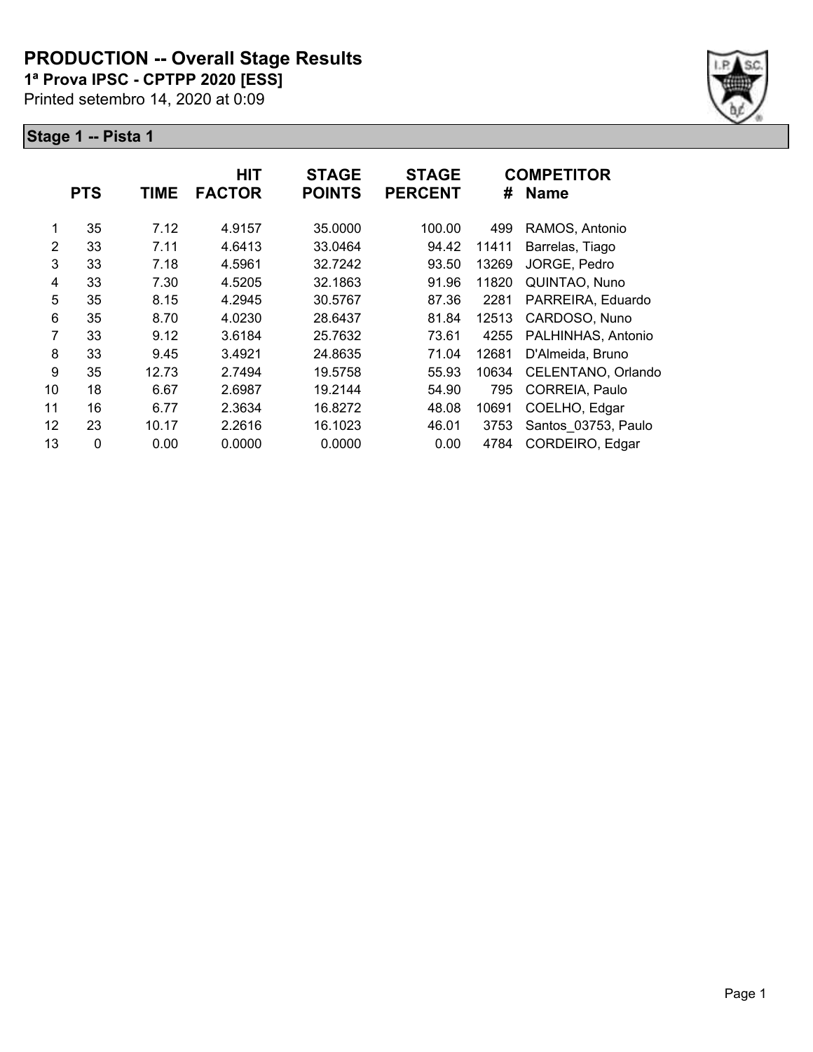# PRODUCTION -- Overall Stage Results

**1ª Prova IPSC - CPTPP 2020 [ESS]**

Printed setembro 14, 2020 at 0:09

## Stage 1 -- Pista 1

| | PTS | TIME | HIT FACTOR | STAGE POINTS | STAGE PERCENT | # | COMPETITOR Name |
|---|---|---|---|---|---|---|---|
| 1 | 35 | 7.12 | 4.9157 | 35.0000 | 100.00 | 499 | RAMOS, Antonio |
| 2 | 33 | 7.11 | 4.6413 | 33.0464 | 94.42 | 11411 | Barrelas, Tiago |
| 3 | 33 | 7.18 | 4.5961 | 32.7242 | 93.50 | 13269 | JORGE, Pedro |
| 4 | 33 | 7.30 | 4.5205 | 32.1863 | 91.96 | 11820 | QUINTAO, Nuno |
| 5 | 35 | 8.15 | 4.2945 | 30.5767 | 87.36 | 2281 | PARREIRA, Eduardo |
| 6 | 35 | 8.70 | 4.0230 | 28.6437 | 81.84 | 12513 | CARDOSO, Nuno |
| 7 | 33 | 9.12 | 3.6184 | 25.7632 | 73.61 | 4255 | PALHINHAS, Antonio |
| 8 | 33 | 9.45 | 3.4921 | 24.8635 | 71.04 | 12681 | D'Almeida, Bruno |
| 9 | 35 | 12.73 | 2.7494 | 19.5758 | 55.93 | 10634 | CELENTANO, Orlando |
| 10 | 18 | 6.67 | 2.6987 | 19.2144 | 54.90 | 795 | CORREIA, Paulo |
| 11 | 16 | 6.77 | 2.3634 | 16.8272 | 48.08 | 10691 | COELHO, Edgar |
| 12 | 23 | 10.17 | 2.2616 | 16.1023 | 46.01 | 3753 | Santos_03753, Paulo |
| 13 | 0 | 0.00 | 0.0000 | 0.0000 | 0.00 | 4784 | CORDEIRO, Edgar |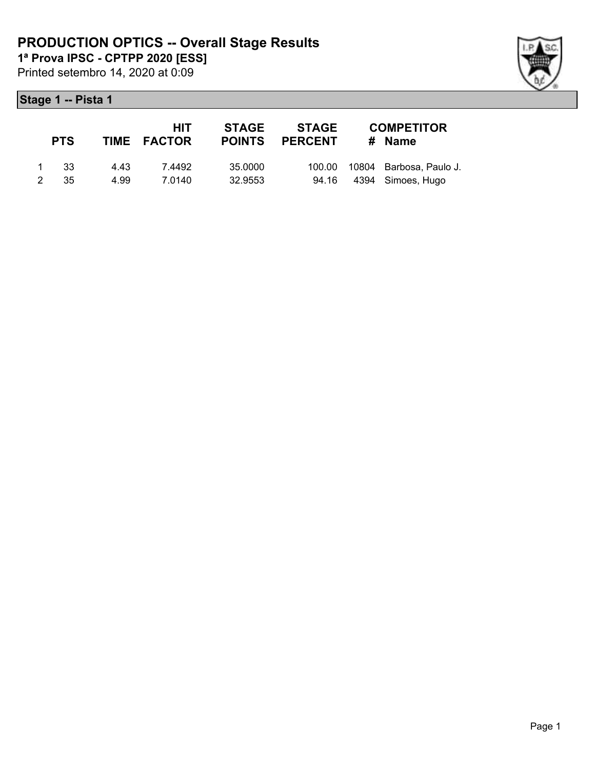# PRODUCTION OPTICS -- Overall Stage Results

**1ª Prova IPSC - CPTPP 2020 [ESS]**

Printed setembro 14, 2020 at 0:09

## Stage 1 -- Pista 1

| | PTS | TIME | HIT FACTOR | STAGE POINTS | STAGE PERCENT | # | COMPETITOR Name |
|---|---|---|---|---|---|---|---|
| 1 | 33 | 4.43 | 7.4492 | 35.0000 | 100.00 | 10804 | Barbosa, Paulo J. |
| 2 | 35 | 4.99 | 7.0140 | 32.9553 | 94.16 | 4394 | Simoes, Hugo |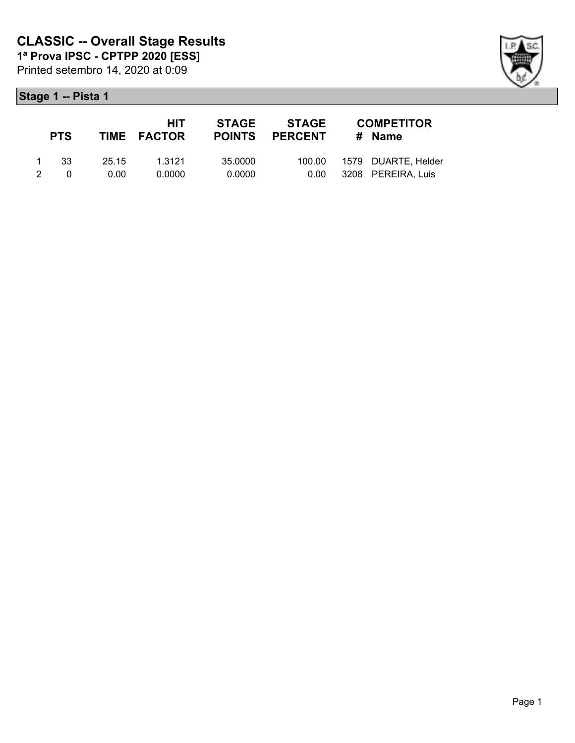# CLASSIC -- Overall Stage Results

**1ª Prova IPSC - CPTPP 2020 [ESS]**

Printed setembro 14, 2020 at 0:09

## Stage 1 -- Pista 1

| | PTS | TIME | HIT FACTOR | STAGE POINTS | STAGE PERCENT | COMPETITOR # | Name |
|---|---|---|---|---|---|---|---|
| 1 | 33 | 25.15 | 1.3121 | 35.0000 | 100.00 | 1579 | DUARTE, Helder |
| 2 | 0 | 0.00 | 0.0000 | 0.0000 | 0.00 | 3208 | PEREIRA, Luis |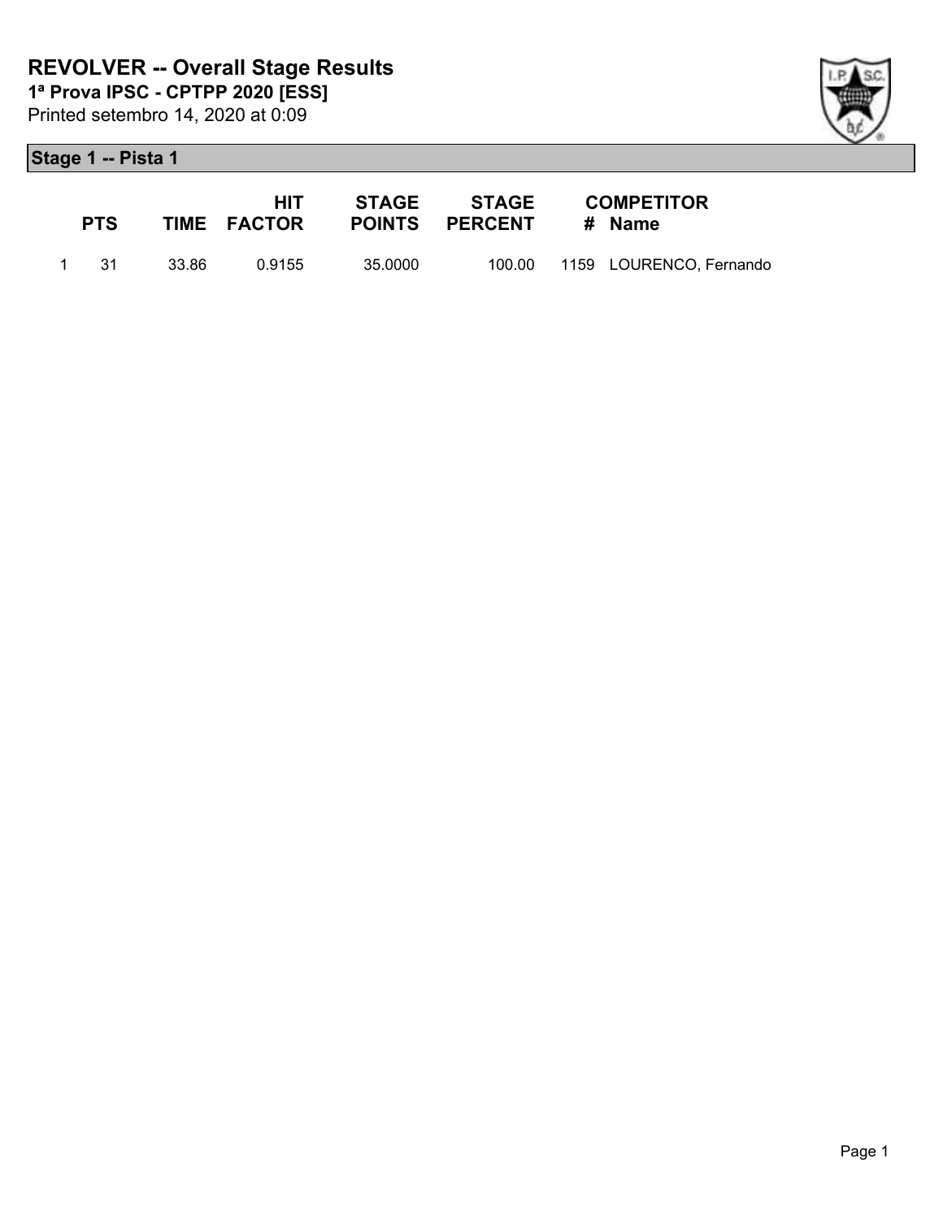# REVOLVER -- Overall Stage Results

**1ª Prova IPSC - CPTPP 2020 [ESS]**

Printed setembro 14, 2020 at 0:09

## Stage 1 -- Pista 1

| | PTS | TIME | HIT FACTOR | STAGE POINTS | STAGE PERCENT | COMPETITOR # | Name |
|---|---|---|---|---|---|---|---|
| 1 | 31 | 33.86 | 0.9155 | 35.0000 | 100.00 | 1159 | LOURENCO, Fernando |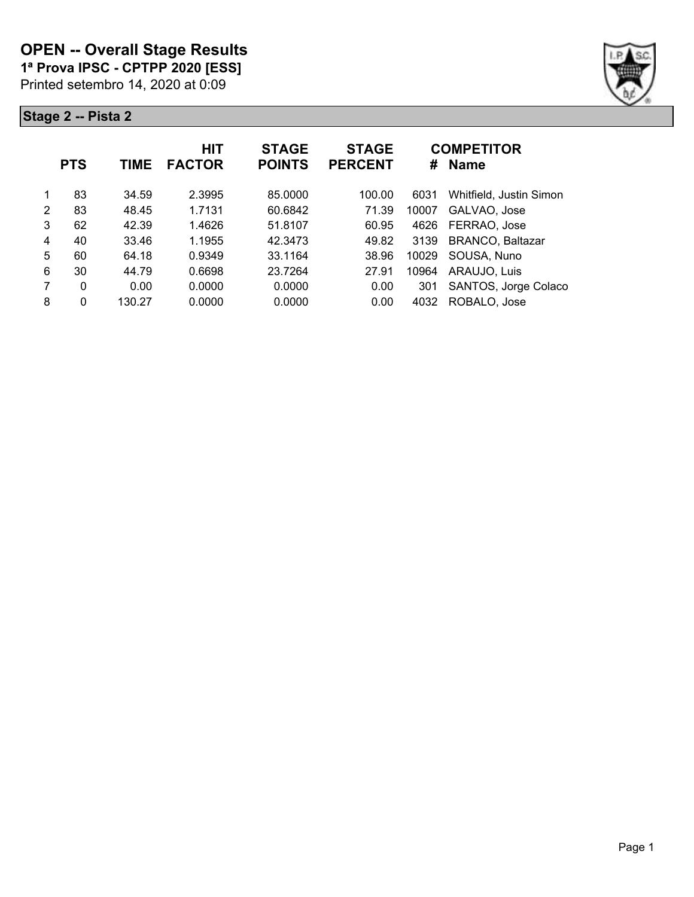# OPEN -- Overall Stage Results

**1ª Prova IPSC - CPTPP 2020 [ESS]**

Printed setembro 14, 2020 at 0:09

## Stage 2 -- Pista 2

| | PTS | TIME | HIT FACTOR | STAGE POINTS | STAGE PERCENT | # | COMPETITOR Name |
|---|---|---|---|---|---|---|---|
| 1 | 83 | 34.59 | 2.3995 | 85.0000 | 100.00 | 6031 | Whitfield, Justin Simon |
| 2 | 83 | 48.45 | 1.7131 | 60.6842 | 71.39 | 10007 | GALVAO, Jose |
| 3 | 62 | 42.39 | 1.4626 | 51.8107 | 60.95 | 4626 | FERRAO, Jose |
| 4 | 40 | 33.46 | 1.1955 | 42.3473 | 49.82 | 3139 | BRANCO, Baltazar |
| 5 | 60 | 64.18 | 0.9349 | 33.1164 | 38.96 | 10029 | SOUSA, Nuno |
| 6 | 30 | 44.79 | 0.6698 | 23.7264 | 27.91 | 10964 | ARAUJO, Luis |
| 7 | 0 | 0.00 | 0.0000 | 0.0000 | 0.00 | 301 | SANTOS, Jorge Colaco |
| 8 | 0 | 130.27 | 0.0000 | 0.0000 | 0.00 | 4032 | ROBALO, Jose |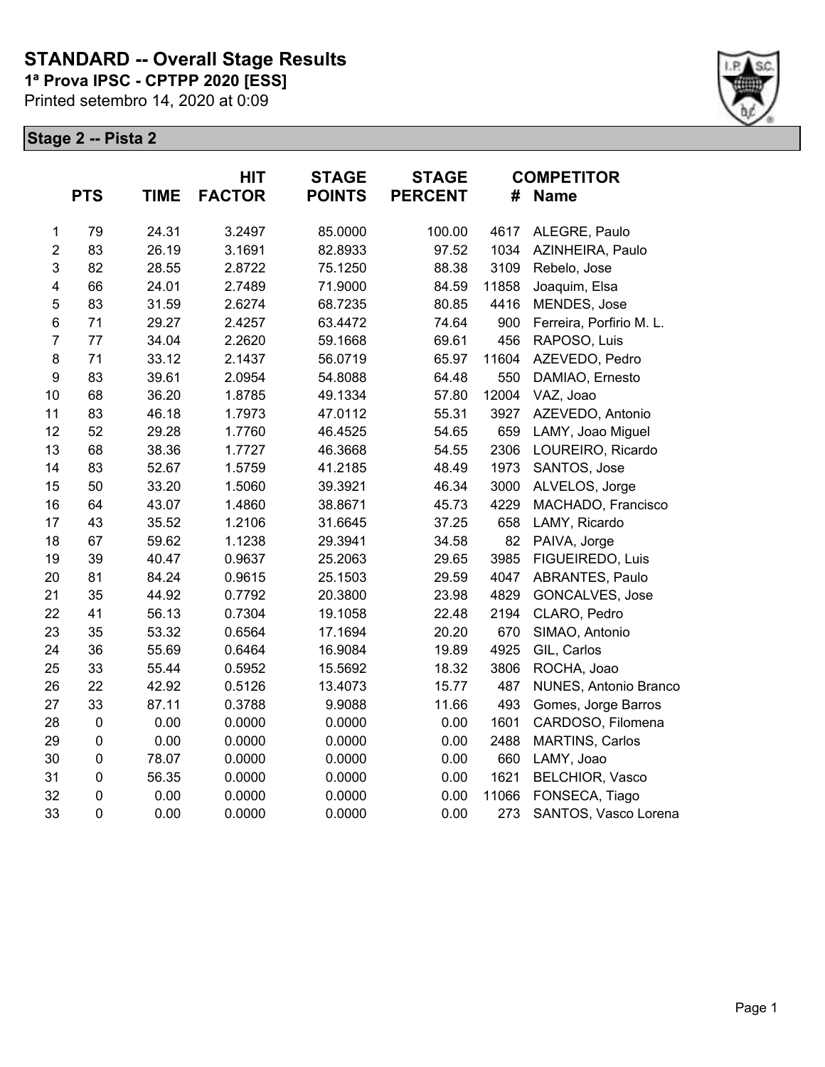# STANDARD -- Overall Stage Results

**1ª Prova IPSC - CPTPP 2020 [ESS]**

Printed setembro 14, 2020 at 0:09

## Stage 2 -- Pista 2

| | PTS | TIME | HIT FACTOR | STAGE POINTS | STAGE PERCENT | # | COMPETITOR Name |
|---|---|---|---|---|---|---|---|
| 1 | 79 | 24.31 | 3.2497 | 85.0000 | 100.00 | 4617 | ALEGRE, Paulo |
| 2 | 83 | 26.19 | 3.1691 | 82.8933 | 97.52 | 1034 | AZINHEIRA, Paulo |
| 3 | 82 | 28.55 | 2.8722 | 75.1250 | 88.38 | 3109 | Rebelo, Jose |
| 4 | 66 | 24.01 | 2.7489 | 71.9000 | 84.59 | 11858 | Joaquim, Elsa |
| 5 | 83 | 31.59 | 2.6274 | 68.7235 | 80.85 | 4416 | MENDES, Jose |
| 6 | 71 | 29.27 | 2.4257 | 63.4472 | 74.64 | 900 | Ferreira, Porfirio M. L. |
| 7 | 77 | 34.04 | 2.2620 | 59.1668 | 69.61 | 456 | RAPOSO, Luis |
| 8 | 71 | 33.12 | 2.1437 | 56.0719 | 65.97 | 11604 | AZEVEDO, Pedro |
| 9 | 83 | 39.61 | 2.0954 | 54.8088 | 64.48 | 550 | DAMIAO, Ernesto |
| 10 | 68 | 36.20 | 1.8785 | 49.1334 | 57.80 | 12004 | VAZ, Joao |
| 11 | 83 | 46.18 | 1.7973 | 47.0112 | 55.31 | 3927 | AZEVEDO, Antonio |
| 12 | 52 | 29.28 | 1.7760 | 46.4525 | 54.65 | 659 | LAMY, Joao Miguel |
| 13 | 68 | 38.36 | 1.7727 | 46.3668 | 54.55 | 2306 | LOUREIRO, Ricardo |
| 14 | 83 | 52.67 | 1.5759 | 41.2185 | 48.49 | 1973 | SANTOS, Jose |
| 15 | 50 | 33.20 | 1.5060 | 39.3921 | 46.34 | 3000 | ALVELOS, Jorge |
| 16 | 64 | 43.07 | 1.4860 | 38.8671 | 45.73 | 4229 | MACHADO, Francisco |
| 17 | 43 | 35.52 | 1.2106 | 31.6645 | 37.25 | 658 | LAMY, Ricardo |
| 18 | 67 | 59.62 | 1.1238 | 29.3941 | 34.58 | 82 | PAIVA, Jorge |
| 19 | 39 | 40.47 | 0.9637 | 25.2063 | 29.65 | 3985 | FIGUEIREDO, Luis |
| 20 | 81 | 84.24 | 0.9615 | 25.1503 | 29.59 | 4047 | ABRANTES, Paulo |
| 21 | 35 | 44.92 | 0.7792 | 20.3800 | 23.98 | 4829 | GONCALVES, Jose |
| 22 | 41 | 56.13 | 0.7304 | 19.1058 | 22.48 | 2194 | CLARO, Pedro |
| 23 | 35 | 53.32 | 0.6564 | 17.1694 | 20.20 | 670 | SIMAO, Antonio |
| 24 | 36 | 55.69 | 0.6464 | 16.9084 | 19.89 | 4925 | GIL, Carlos |
| 25 | 33 | 55.44 | 0.5952 | 15.5692 | 18.32 | 3806 | ROCHA, Joao |
| 26 | 22 | 42.92 | 0.5126 | 13.4073 | 15.77 | 487 | NUNES, Antonio Branco |
| 27 | 33 | 87.11 | 0.3788 | 9.9088 | 11.66 | 493 | Gomes, Jorge Barros |
| 28 | 0 | 0.00 | 0.0000 | 0.0000 | 0.00 | 1601 | CARDOSO, Filomena |
| 29 | 0 | 0.00 | 0.0000 | 0.0000 | 0.00 | 2488 | MARTINS, Carlos |
| 30 | 0 | 78.07 | 0.0000 | 0.0000 | 0.00 | 660 | LAMY, Joao |
| 31 | 0 | 56.35 | 0.0000 | 0.0000 | 0.00 | 1621 | BELCHIOR, Vasco |
| 32 | 0 | 0.00 | 0.0000 | 0.0000 | 0.00 | 11066 | FONSECA, Tiago |
| 33 | 0 | 0.00 | 0.0000 | 0.0000 | 0.00 | 273 | SANTOS, Vasco Lorena |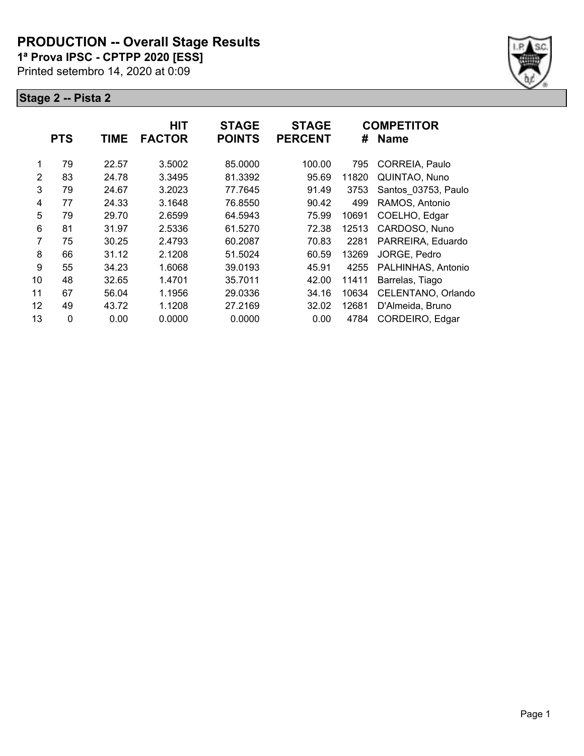# PRODUCTION -- Overall Stage Results

**1ª Prova IPSC - CPTPP 2020 [ESS]**

Printed setembro 14, 2020 at 0:09

## Stage 2 -- Pista 2

| | PTS | TIME | HIT FACTOR | STAGE POINTS | STAGE PERCENT | # | COMPETITOR Name |
|---|---|---|---|---|---|---|---|
| 1 | 79 | 22.57 | 3.5002 | 85.0000 | 100.00 | 795 | CORREIA, Paulo |
| 2 | 83 | 24.78 | 3.3495 | 81.3392 | 95.69 | 11820 | QUINTAO, Nuno |
| 3 | 79 | 24.67 | 3.2023 | 77.7645 | 91.49 | 3753 | Santos_03753, Paulo |
| 4 | 77 | 24.33 | 3.1648 | 76.8550 | 90.42 | 499 | RAMOS, Antonio |
| 5 | 79 | 29.70 | 2.6599 | 64.5943 | 75.99 | 10691 | COELHO, Edgar |
| 6 | 81 | 31.97 | 2.5336 | 61.5270 | 72.38 | 12513 | CARDOSO, Nuno |
| 7 | 75 | 30.25 | 2.4793 | 60.2087 | 70.83 | 2281 | PARREIRA, Eduardo |
| 8 | 66 | 31.12 | 2.1208 | 51.5024 | 60.59 | 13269 | JORGE, Pedro |
| 9 | 55 | 34.23 | 1.6068 | 39.0193 | 45.91 | 4255 | PALHINHAS, Antonio |
| 10 | 48 | 32.65 | 1.4701 | 35.7011 | 42.00 | 11411 | Barrelas, Tiago |
| 11 | 67 | 56.04 | 1.1956 | 29.0336 | 34.16 | 10634 | CELENTANO, Orlando |
| 12 | 49 | 43.72 | 1.1208 | 27.2169 | 32.02 | 12681 | D'Almeida, Bruno |
| 13 | 0 | 0.00 | 0.0000 | 0.0000 | 0.00 | 4784 | CORDEIRO, Edgar |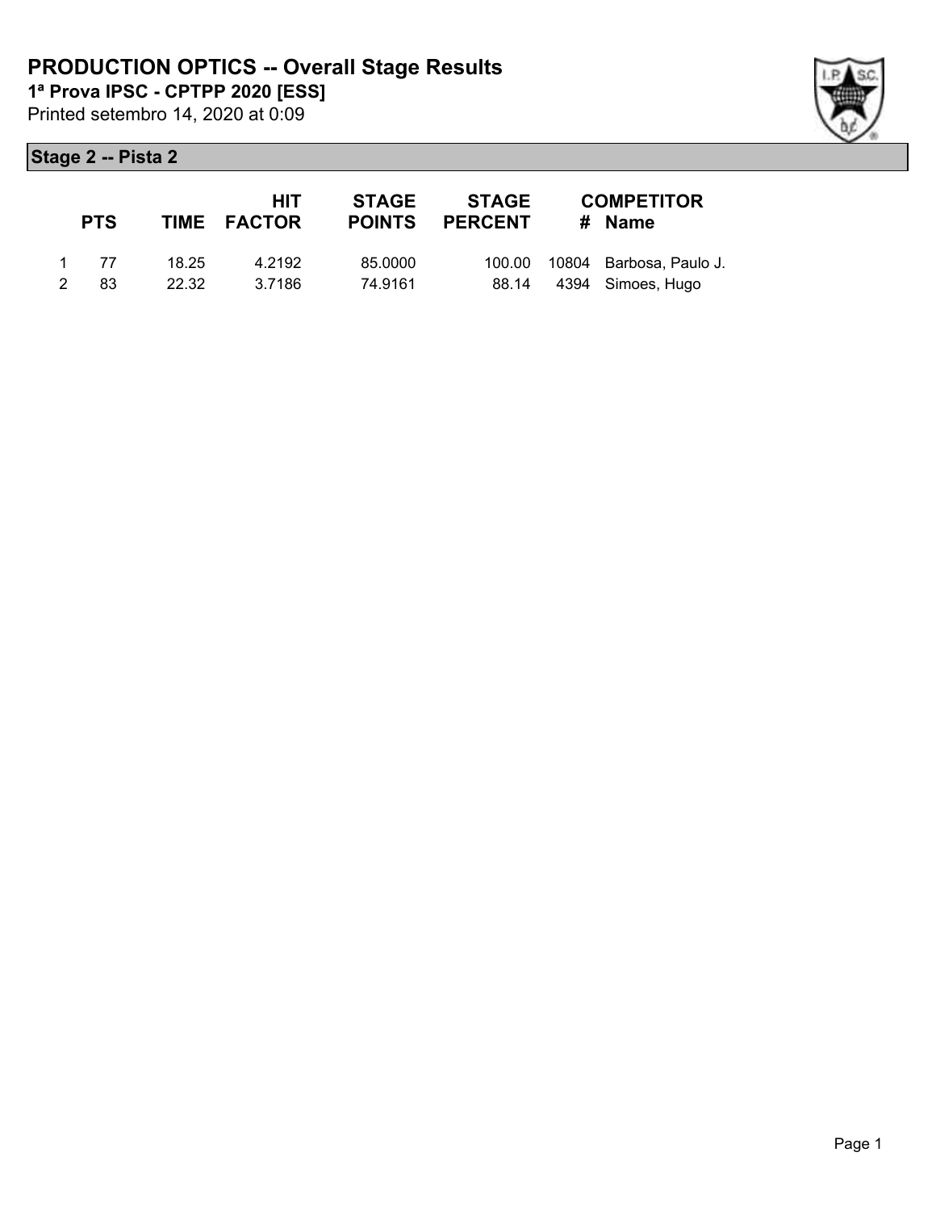# PRODUCTION OPTICS -- Overall Stage Results

**1ª Prova IPSC - CPTPP 2020 [ESS]**

Printed setembro 14, 2020 at 0:09

## Stage 2 -- Pista 2

| | PTS | TIME | HIT FACTOR | STAGE POINTS | STAGE PERCENT | # | COMPETITOR Name |
|---|---|---|---|---|---|---|---|
| 1 | 77 | 18.25 | 4.2192 | 85.0000 | 100.00 | 10804 | Barbosa, Paulo J. |
| 2 | 83 | 22.32 | 3.7186 | 74.9161 | 88.14 | 4394 | Simoes, Hugo |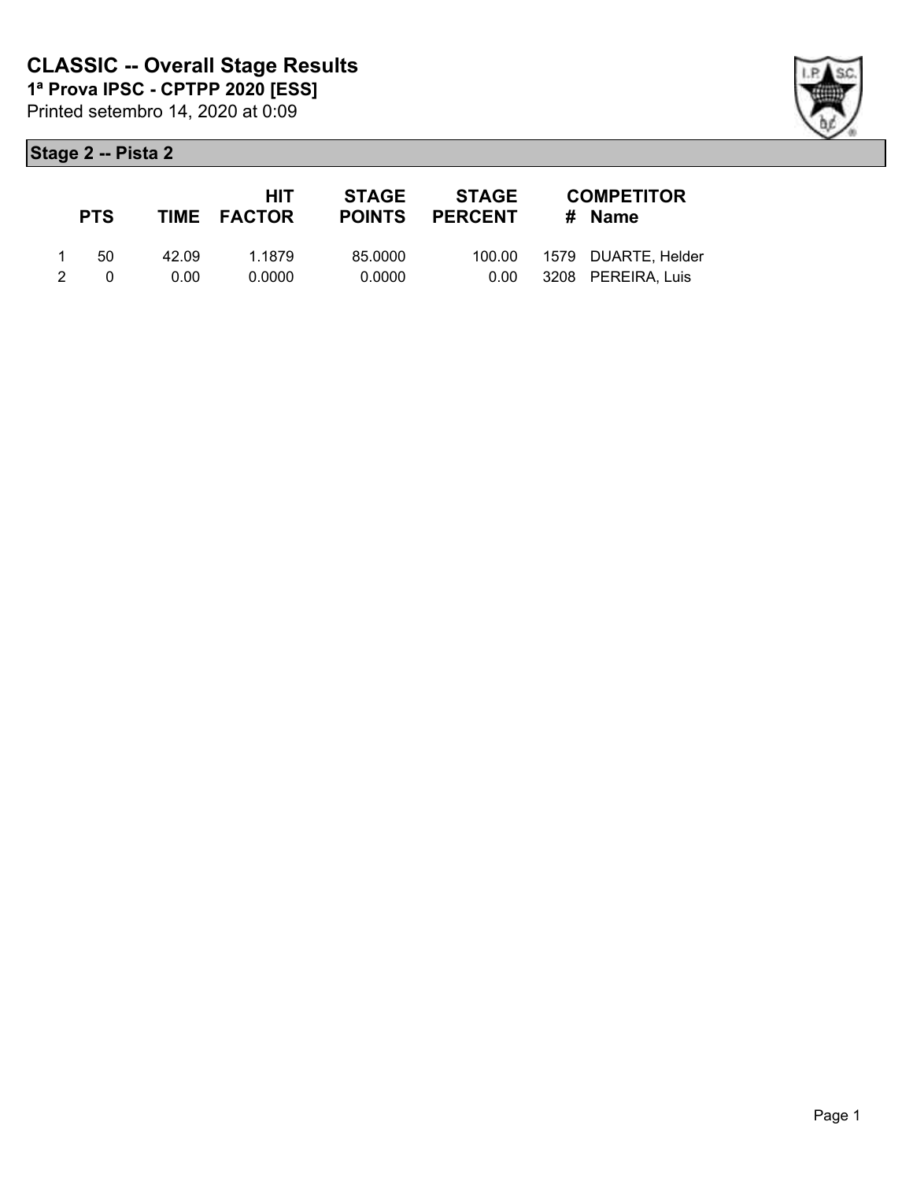# CLASSIC -- Overall Stage Results

**1ª Prova IPSC - CPTPP 2020 [ESS]**

Printed setembro 14, 2020 at 0:09

## Stage 2 -- Pista 2

| | PTS | TIME | HIT FACTOR | STAGE POINTS | STAGE PERCENT | # | COMPETITOR Name |
|---|---|---|---|---|---|---|---|
| 1 | 50 | 42.09 | 1.1879 | 85.0000 | 100.00 | 1579 | DUARTE, Helder |
| 2 | 0 | 0.00 | 0.0000 | 0.0000 | 0.00 | 3208 | PEREIRA, Luis |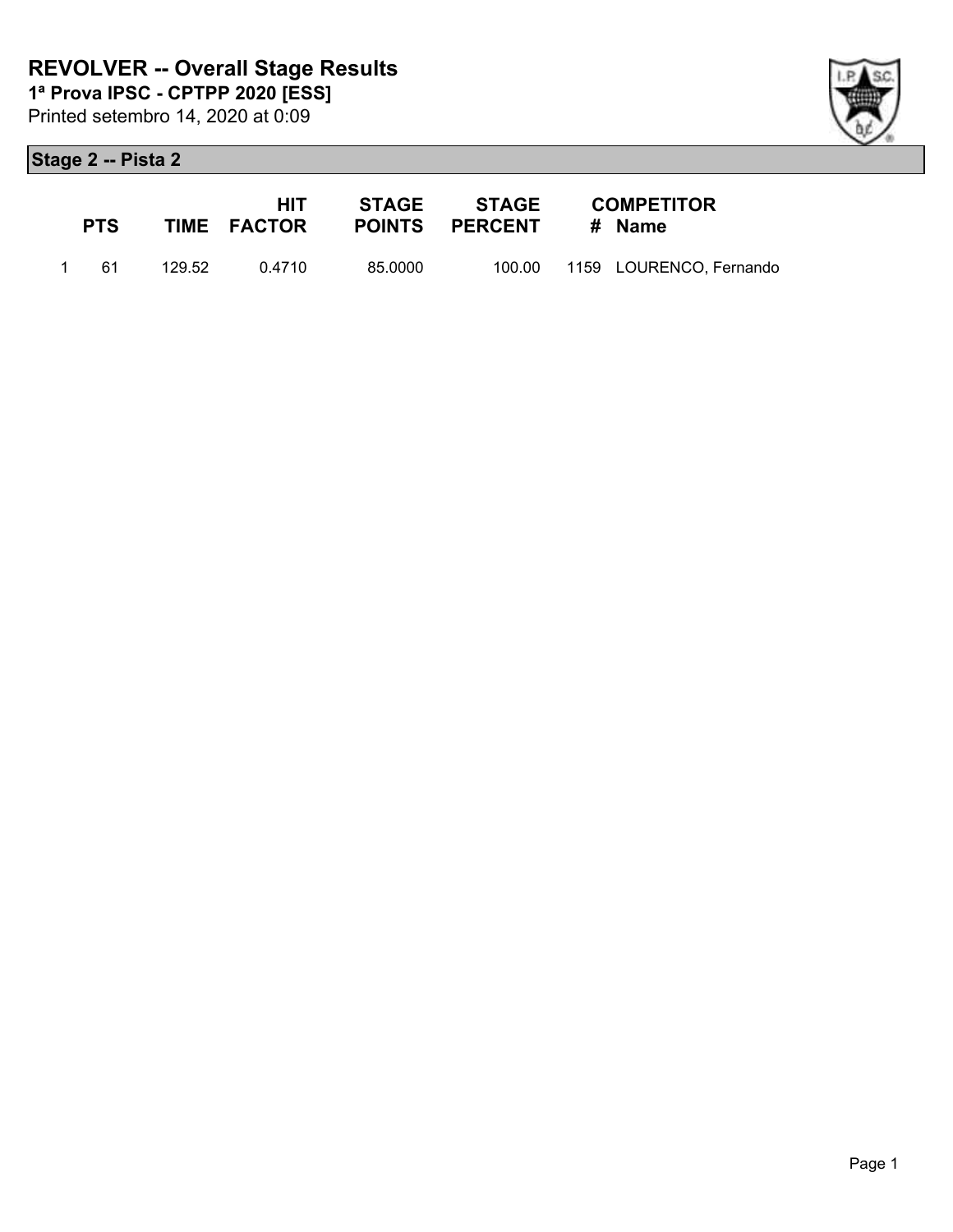# REVOLVER -- Overall Stage Results

**1ª Prova IPSC - CPTPP 2020 [ESS]**

Printed setembro 14, 2020 at 0:09

## Stage 2 -- Pista 2

| | PTS | TIME | HIT FACTOR | STAGE POINTS | STAGE PERCENT | # | COMPETITOR Name |
|---|---|---|---|---|---|---|---|
| 1 | 61 | 129.52 | 0.4710 | 85.0000 | 100.00 | 1159 | LOURENCO, Fernando |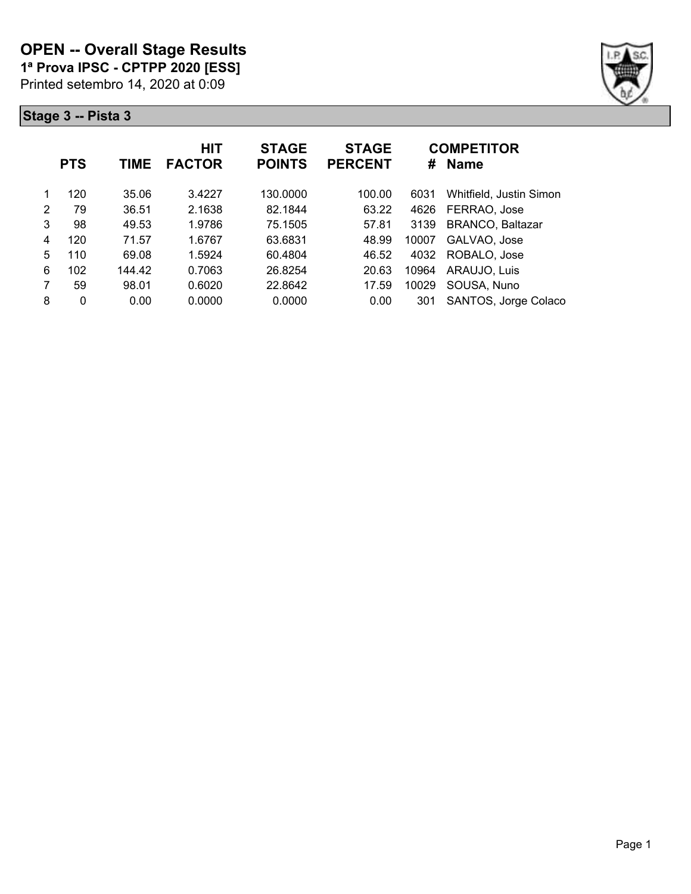# OPEN -- Overall Stage Results

**1ª Prova IPSC - CPTPP 2020 [ESS]**

Printed setembro 14, 2020 at 0:09

## Stage 3 -- Pista 3

| | PTS | TIME | HIT FACTOR | STAGE POINTS | STAGE PERCENT | # | COMPETITOR Name |
|---|---|---|---|---|---|---|---|
| 1 | 120 | 35.06 | 3.4227 | 130.0000 | 100.00 | 6031 | Whitfield, Justin Simon |
| 2 | 79 | 36.51 | 2.1638 | 82.1844 | 63.22 | 4626 | FERRAO, Jose |
| 3 | 98 | 49.53 | 1.9786 | 75.1505 | 57.81 | 3139 | BRANCO, Baltazar |
| 4 | 120 | 71.57 | 1.6767 | 63.6831 | 48.99 | 10007 | GALVAO, Jose |
| 5 | 110 | 69.08 | 1.5924 | 60.4804 | 46.52 | 4032 | ROBALO, Jose |
| 6 | 102 | 144.42 | 0.7063 | 26.8254 | 20.63 | 10964 | ARAUJO, Luis |
| 7 | 59 | 98.01 | 0.6020 | 22.8642 | 17.59 | 10029 | SOUSA, Nuno |
| 8 | 0 | 0.00 | 0.0000 | 0.0000 | 0.00 | 301 | SANTOS, Jorge Colaco |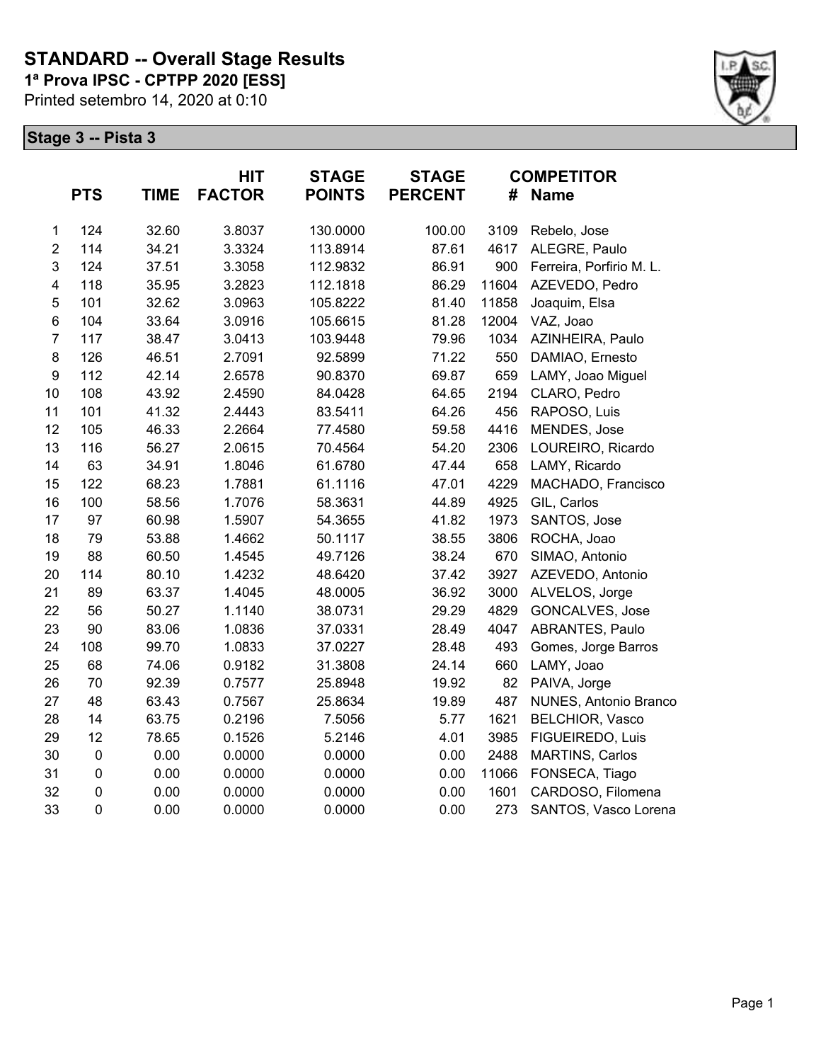# STANDARD -- Overall Stage Results

**1ª Prova IPSC - CPTPP 2020 [ESS]**

Printed setembro 14, 2020 at 0:10

## Stage 3 -- Pista 3

| | PTS | TIME | HIT FACTOR | STAGE POINTS | STAGE PERCENT | # | COMPETITOR Name |
|---|---|---|---|---|---|---|---|
| 1 | 124 | 32.60 | 3.8037 | 130.0000 | 100.00 | 3109 | Rebelo, Jose |
| 2 | 114 | 34.21 | 3.3324 | 113.8914 | 87.61 | 4617 | ALEGRE, Paulo |
| 3 | 124 | 37.51 | 3.3058 | 112.9832 | 86.91 | 900 | Ferreira, Porfirio M. L. |
| 4 | 118 | 35.95 | 3.2823 | 112.1818 | 86.29 | 11604 | AZEVEDO, Pedro |
| 5 | 101 | 32.62 | 3.0963 | 105.8222 | 81.40 | 11858 | Joaquim, Elsa |
| 6 | 104 | 33.64 | 3.0916 | 105.6615 | 81.28 | 12004 | VAZ, Joao |
| 7 | 117 | 38.47 | 3.0413 | 103.9448 | 79.96 | 1034 | AZINHEIRA, Paulo |
| 8 | 126 | 46.51 | 2.7091 | 92.5899 | 71.22 | 550 | DAMIAO, Ernesto |
| 9 | 112 | 42.14 | 2.6578 | 90.8370 | 69.87 | 659 | LAMY, Joao Miguel |
| 10 | 108 | 43.92 | 2.4590 | 84.0428 | 64.65 | 2194 | CLARO, Pedro |
| 11 | 101 | 41.32 | 2.4443 | 83.5411 | 64.26 | 456 | RAPOSO, Luis |
| 12 | 105 | 46.33 | 2.2664 | 77.4580 | 59.58 | 4416 | MENDES, Jose |
| 13 | 116 | 56.27 | 2.0615 | 70.4564 | 54.20 | 2306 | LOUREIRO, Ricardo |
| 14 | 63 | 34.91 | 1.8046 | 61.6780 | 47.44 | 658 | LAMY, Ricardo |
| 15 | 122 | 68.23 | 1.7881 | 61.1116 | 47.01 | 4229 | MACHADO, Francisco |
| 16 | 100 | 58.56 | 1.7076 | 58.3631 | 44.89 | 4925 | GIL, Carlos |
| 17 | 97 | 60.98 | 1.5907 | 54.3655 | 41.82 | 1973 | SANTOS, Jose |
| 18 | 79 | 53.88 | 1.4662 | 50.1117 | 38.55 | 3806 | ROCHA, Joao |
| 19 | 88 | 60.50 | 1.4545 | 49.7126 | 38.24 | 670 | SIMAO, Antonio |
| 20 | 114 | 80.10 | 1.4232 | 48.6420 | 37.42 | 3927 | AZEVEDO, Antonio |
| 21 | 89 | 63.37 | 1.4045 | 48.0005 | 36.92 | 3000 | ALVELOS, Jorge |
| 22 | 56 | 50.27 | 1.1140 | 38.0731 | 29.29 | 4829 | GONCALVES, Jose |
| 23 | 90 | 83.06 | 1.0836 | 37.0331 | 28.49 | 4047 | ABRANTES, Paulo |
| 24 | 108 | 99.70 | 1.0833 | 37.0227 | 28.48 | 493 | Gomes, Jorge Barros |
| 25 | 68 | 74.06 | 0.9182 | 31.3808 | 24.14 | 660 | LAMY, Joao |
| 26 | 70 | 92.39 | 0.7577 | 25.8948 | 19.92 | 82 | PAIVA, Jorge |
| 27 | 48 | 63.43 | 0.7567 | 25.8634 | 19.89 | 487 | NUNES, Antonio Branco |
| 28 | 14 | 63.75 | 0.2196 | 7.5056 | 5.77 | 1621 | BELCHIOR, Vasco |
| 29 | 12 | 78.65 | 0.1526 | 5.2146 | 4.01 | 3985 | FIGUEIREDO, Luis |
| 30 | 0 | 0.00 | 0.0000 | 0.0000 | 0.00 | 2488 | MARTINS, Carlos |
| 31 | 0 | 0.00 | 0.0000 | 0.0000 | 0.00 | 11066 | FONSECA, Tiago |
| 32 | 0 | 0.00 | 0.0000 | 0.0000 | 0.00 | 1601 | CARDOSO, Filomena |
| 33 | 0 | 0.00 | 0.0000 | 0.0000 | 0.00 | 273 | SANTOS, Vasco Lorena |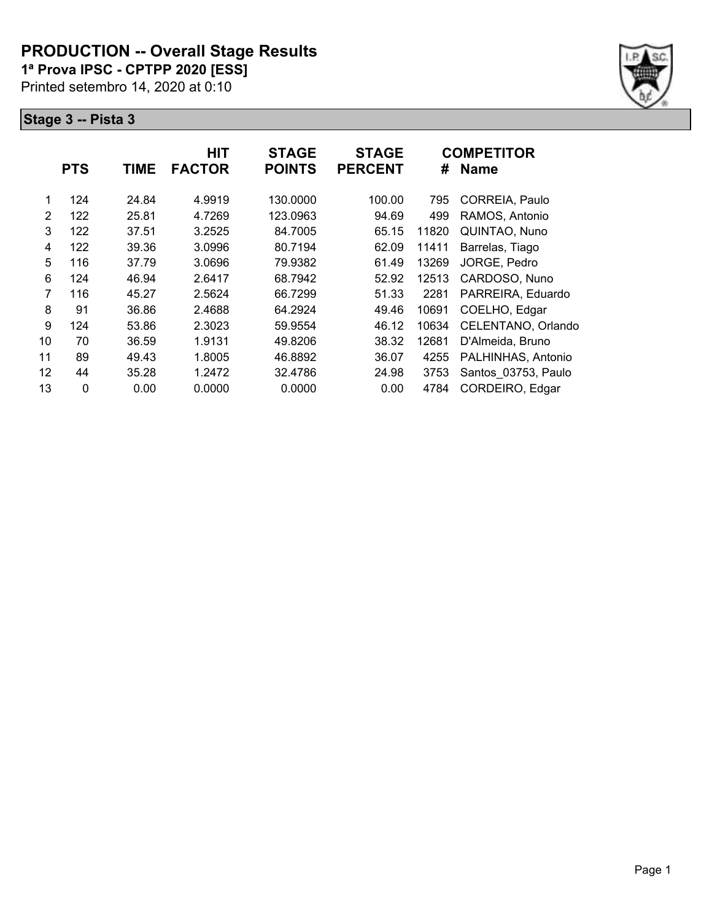# PRODUCTION -- Overall Stage Results

**1ª Prova IPSC - CPTPP 2020 [ESS]**

Printed setembro 14, 2020 at 0:10

## Stage 3 -- Pista 3

| | PTS | TIME | HIT FACTOR | STAGE POINTS | STAGE PERCENT | # | COMPETITOR Name |
|---|---|---|---|---|---|---|---|
| 1 | 124 | 24.84 | 4.9919 | 130.0000 | 100.00 | 795 | CORREIA, Paulo |
| 2 | 122 | 25.81 | 4.7269 | 123.0963 | 94.69 | 499 | RAMOS, Antonio |
| 3 | 122 | 37.51 | 3.2525 | 84.7005 | 65.15 | 11820 | QUINTAO, Nuno |
| 4 | 122 | 39.36 | 3.0996 | 80.7194 | 62.09 | 11411 | Barrelas, Tiago |
| 5 | 116 | 37.79 | 3.0696 | 79.9382 | 61.49 | 13269 | JORGE, Pedro |
| 6 | 124 | 46.94 | 2.6417 | 68.7942 | 52.92 | 12513 | CARDOSO, Nuno |
| 7 | 116 | 45.27 | 2.5624 | 66.7299 | 51.33 | 2281 | PARREIRA, Eduardo |
| 8 | 91 | 36.86 | 2.4688 | 64.2924 | 49.46 | 10691 | COELHO, Edgar |
| 9 | 124 | 53.86 | 2.3023 | 59.9554 | 46.12 | 10634 | CELENTANO, Orlando |
| 10 | 70 | 36.59 | 1.9131 | 49.8206 | 38.32 | 12681 | D'Almeida, Bruno |
| 11 | 89 | 49.43 | 1.8005 | 46.8892 | 36.07 | 4255 | PALHINHAS, Antonio |
| 12 | 44 | 35.28 | 1.2472 | 32.4786 | 24.98 | 3753 | Santos_03753, Paulo |
| 13 | 0 | 0.00 | 0.0000 | 0.0000 | 0.00 | 4784 | CORDEIRO, Edgar |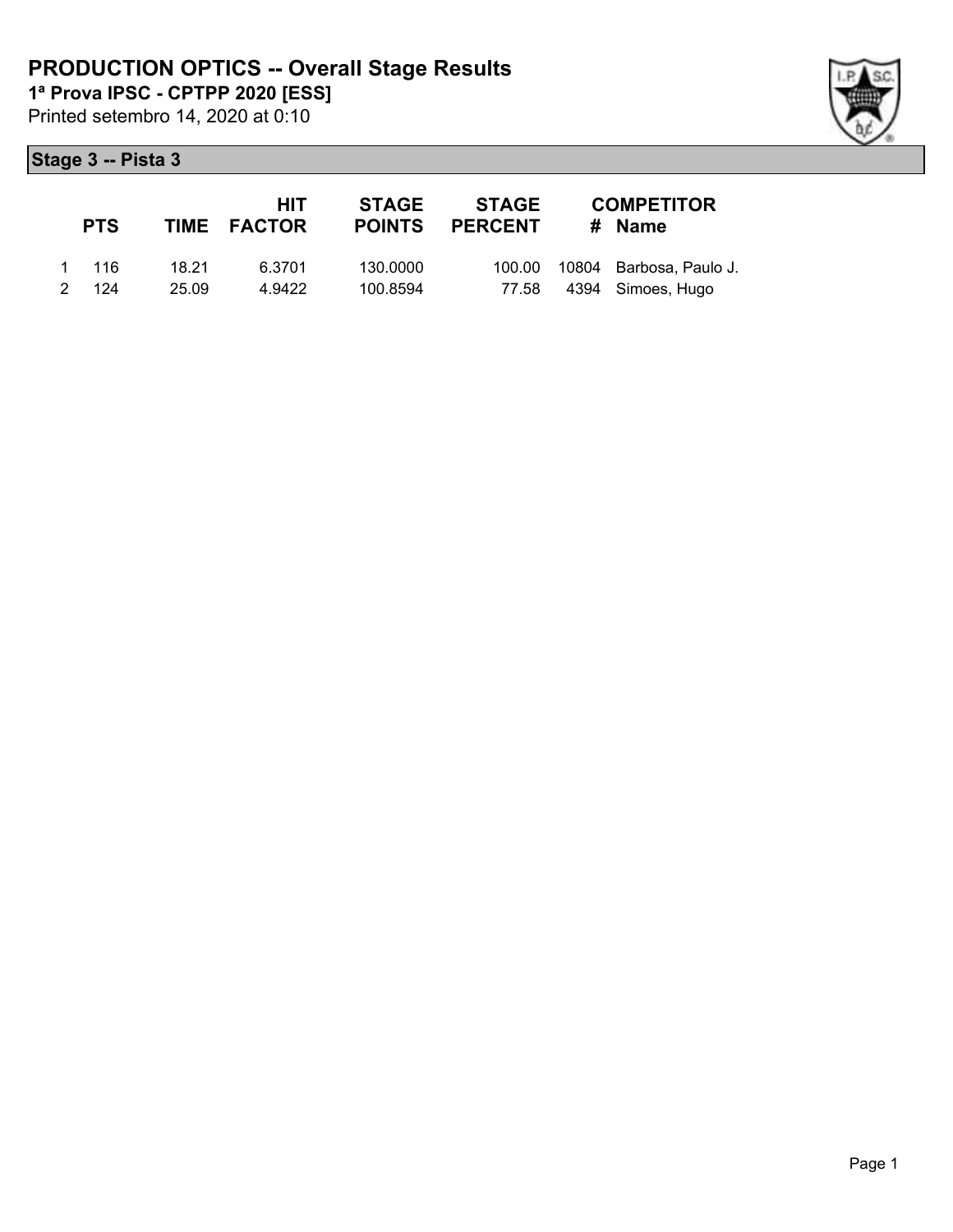# PRODUCTION OPTICS -- Overall Stage Results

**1ª Prova IPSC - CPTPP 2020 [ESS]**

Printed setembro 14, 2020 at 0:10

## Stage 3 -- Pista 3

| | PTS | TIME | HIT FACTOR | STAGE POINTS | STAGE PERCENT | # | COMPETITOR Name |
|---|---|---|---|---|---|---|---|
| 1 | 116 | 18.21 | 6.3701 | 130.0000 | 100.00 | 10804 | Barbosa, Paulo J. |
| 2 | 124 | 25.09 | 4.9422 | 100.8594 | 77.58 | 4394 | Simoes, Hugo |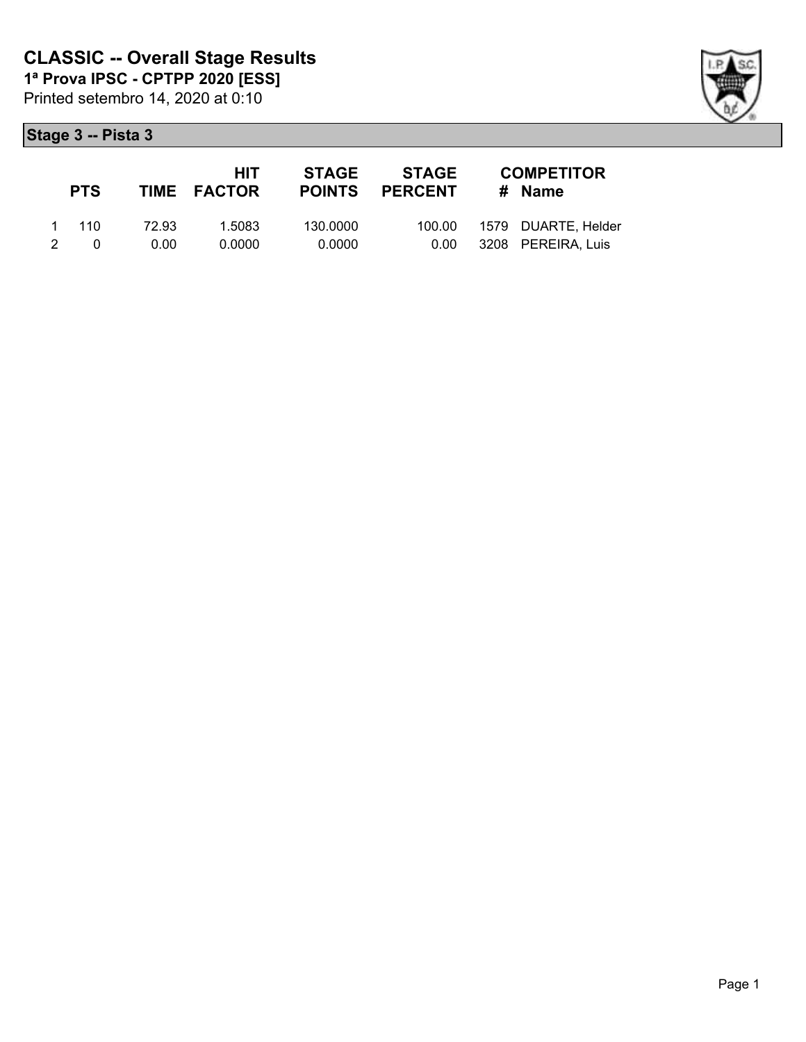# CLASSIC -- Overall Stage Results

**1ª Prova IPSC - CPTPP 2020 [ESS]**

Printed setembro 14, 2020 at 0:10

## Stage 3 -- Pista 3

| | PTS | TIME | HIT FACTOR | STAGE POINTS | STAGE PERCENT | # | COMPETITOR Name |
|---|---|---|---|---|---|---|---|
| 1 | 110 | 72.93 | 1.5083 | 130.0000 | 100.00 | 1579 | DUARTE, Helder |
| 2 | 0 | 0.00 | 0.0000 | 0.0000 | 0.00 | 3208 | PEREIRA, Luis |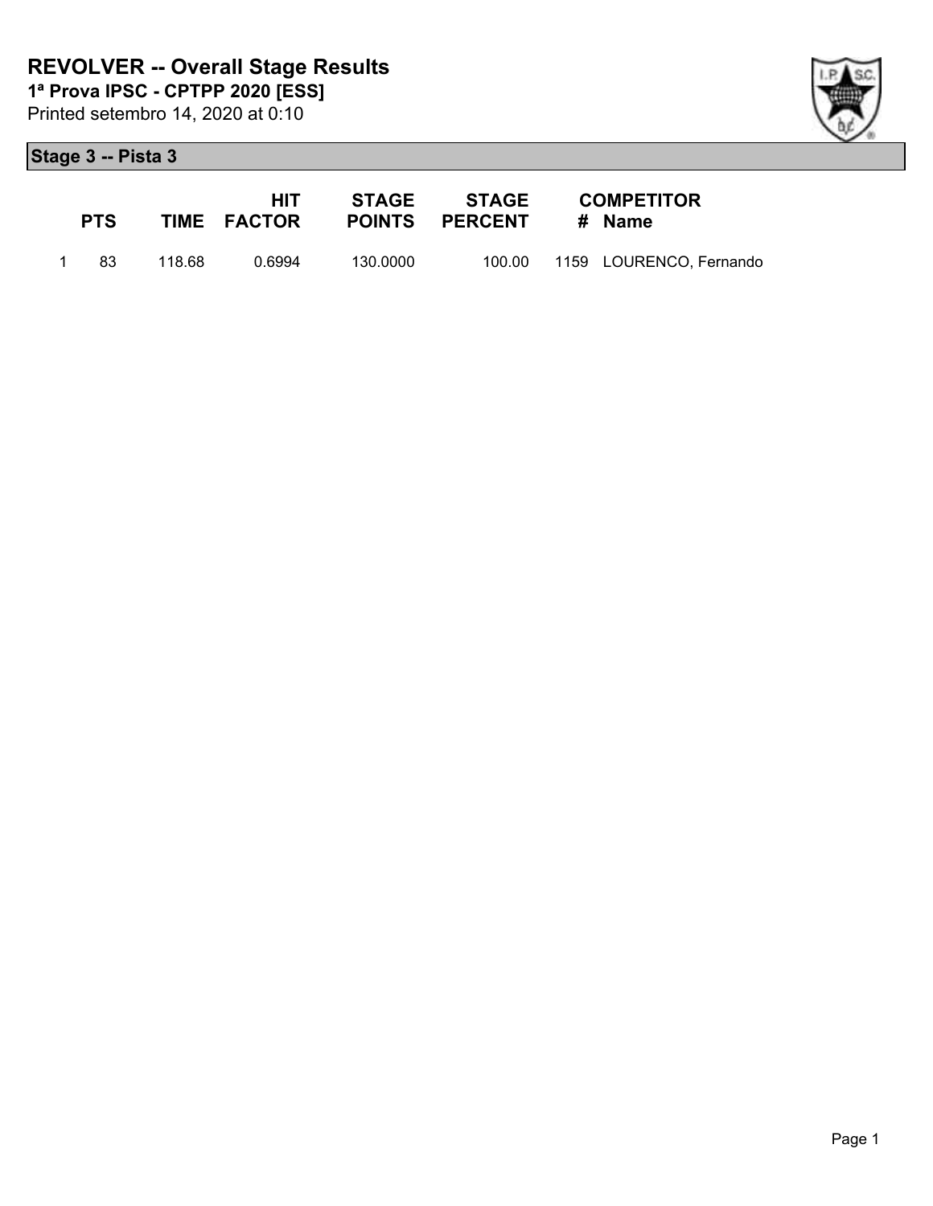# REVOLVER -- Overall Stage Results

**1ª Prova IPSC - CPTPP 2020 [ESS]**

Printed setembro 14, 2020 at 0:10

## Stage 3 -- Pista 3

| | PTS | TIME | HIT FACTOR | STAGE POINTS | STAGE PERCENT | COMPETITOR # | Name |
|---|---|---|---|---|---|---|---|
| 1 | 83 | 118.68 | 0.6994 | 130.0000 | 100.00 | 1159 | LOURENCO, Fernando |